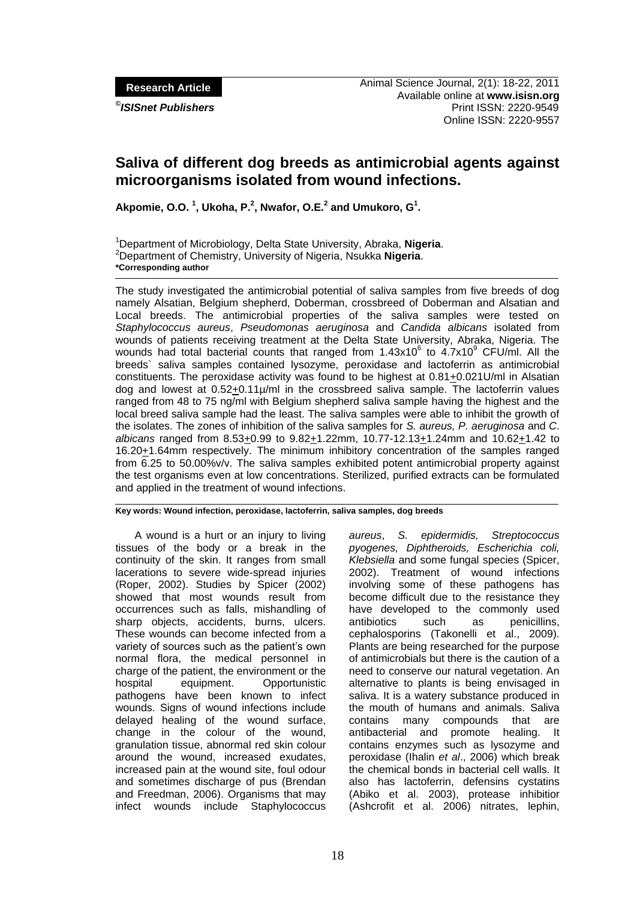**Research Article**

©*ISISnet Publishers*

Animal Science Journal, 2(1): 18-22, 2011
Available online at **www.isisn.org**
Print ISSN: 2220-9549
Online ISSN: 2220-9557

# Saliva of different dog breeds as antimicrobial agents against microorganisms isolated from wound infections.

**Akpomie, O.O.[1], Ukoha, P.[2], Nwafor, O.E.[2] and Umukoro, G[1].**

[1]Department of Microbiology, Delta State University, Abraka, **Nigeria**.
[2]Department of Chemistry, University of Nigeria, Nsukka **Nigeria**.
**\*Corresponding author**

The study investigated the antimicrobial potential of saliva samples from five breeds of dog namely Alsatian, Belgium shepherd, Doberman, crossbreed of Doberman and Alsatian and Local breeds. The antimicrobial properties of the saliva samples were tested on *Staphylococcus aureus*, *Pseudomonas aeruginosa* and *Candida albicans* isolated from wounds of patients receiving treatment at the Delta State University, Abraka, Nigeria. The wounds had total bacterial counts that ranged from $1.43 \times 10^6$ to $4.7 \times 10^9$ CFU/ml. All the breeds\` saliva samples contained lysozyme, peroxidase and lactoferrin as antimicrobial constituents. The peroxidase activity was found to be highest at $0.81 \pm 0.021$U/ml in Alsatian dog and lowest at $0.52 \pm 0.11$µ/ml in the crossbreed saliva sample. The lactoferrin values ranged from 48 to 75 ng/ml with Belgium shepherd saliva sample having the highest and the local breed saliva sample had the least. The saliva samples were able to inhibit the growth of the isolates. The zones of inhibition of the saliva samples for *S. aureus, P. aeruginosa* and *C. albicans* ranged from $8.53 \pm 0.99$ to $9.82 \pm 1.22$mm, $10.77$-$12.13 \pm 1.24$mm and $10.62 \pm 1.42$ to $16.20 \pm 1.64$mm respectively. The minimum inhibitory concentration of the samples ranged from 6.25 to 50.00%v/v. The saliva samples exhibited potent antimicrobial property against the test organisms even at low concentrations. Sterilized, purified extracts can be formulated and applied in the treatment of wound infections.

**Key words: Wound infection, peroxidase, lactoferrin, saliva samples, dog breeds**

A wound is a hurt or an injury to living tissues of the body or a break in the continuity of the skin. It ranges from small lacerations to severe wide-spread injuries (Roper, 2002). Studies by Spicer (2002) showed that most wounds result from occurrences such as falls, mishandling of sharp objects, accidents, burns, ulcers. These wounds can become infected from a variety of sources such as the patient's own normal flora, the medical personnel in charge of the patient, the environment or the hospital equipment. Opportunistic pathogens have been known to infect wounds. Signs of wound infections include delayed healing of the wound surface, change in the colour of the wound, granulation tissue, abnormal red skin colour around the wound, increased exudates, increased pain at the wound site, foul odour and sometimes discharge of pus (Brendan and Freedman, 2006). Organisms that may infect wounds include Staphylococcus *aureus*, *S. epidermidis, Streptococcus pyogenes, Diphtheroids, Escherichia coli, Klebsiella* and some fungal species (Spicer, 2002). Treatment of wound infections involving some of these pathogens has become difficult due to the resistance they have developed to the commonly used antibiotics such as penicillins, cephalosporins (Takonelli et al., 2009). Plants are being researched for the purpose of antimicrobials but there is the caution of a need to conserve our natural vegetation. An alternative to plants is being envisaged in saliva. It is a watery substance produced in the mouth of humans and animals. Saliva contains many compounds that are antibacterial and promote healing. It contains enzymes such as lysozyme and peroxidase (Ihalin *et al*., 2006) which break the chemical bonds in bacterial cell walls. It also has lactoferrin, defensins cystatins (Abiko et al. 2003), protease inhibitior (Ashcrofit et al. 2006) nitrates, lephin,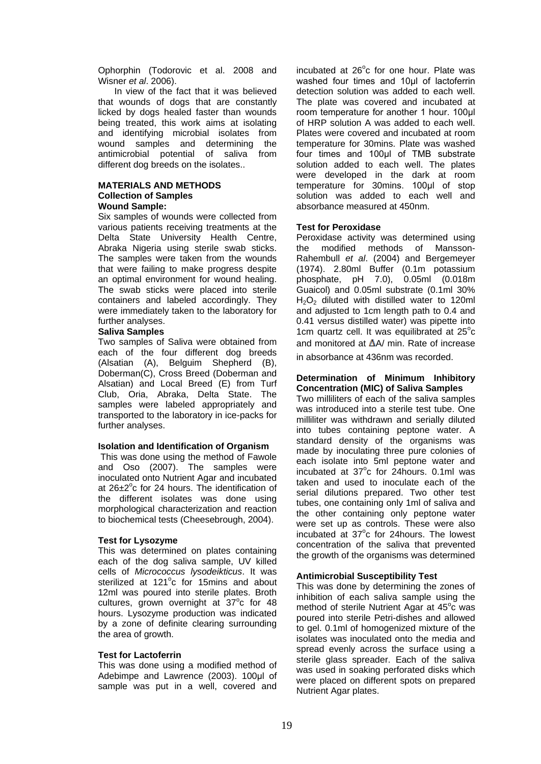Ophorphin (Todorovic et al. 2008 and Wisner *et al*. 2006).

In view of the fact that it was believed that wounds of dogs that are constantly licked by dogs healed faster than wounds being treated, this work aims at isolating and identifying microbial isolates from wound samples and determining the antimicrobial potential of saliva from different dog breeds on the isolates..

## MATERIALS AND METHODS

### Collection of Samples

#### Wound Sample:

Six samples of wounds were collected from various patients receiving treatments at the Delta State University Health Centre, Abraka Nigeria using sterile swab sticks. The samples were taken from the wounds that were failing to make progress despite an optimal environment for wound healing. The swab sticks were placed into sterile containers and labeled accordingly. They were immediately taken to the laboratory for further analyses.

#### Saliva Samples

Two samples of Saliva were obtained from each of the four different dog breeds (Alsatian (A), Belguim Shepherd (B), Doberman(C), Cross Breed (Doberman and Alsatian) and Local Breed (E) from Turf Club, Oria, Abraka, Delta State. The samples were labeled appropriately and transported to the laboratory in ice-packs for further analyses.

### Isolation and Identification of Organism

This was done using the method of Fawole and Oso (2007). The samples were inoculated onto Nutrient Agar and incubated at 26±2$^o$c for 24 hours. The identification of the different isolates was done using morphological characterization and reaction to biochemical tests (Cheesebrough, 2004).

### Test for Lysozyme

This was determined on plates containing each of the dog saliva sample, UV killed cells of *Micrococcus lysodeikticus*. It was sterilized at 121$^o$c for 15mins and about 12ml was poured into sterile plates. Broth cultures, grown overnight at 37$^o$c for 48 hours. Lysozyme production was indicated by a zone of definite clearing surrounding the area of growth.

### Test for Lactoferrin

This was done using a modified method of Adebimpe and Lawrence (2003). 100µl of sample was put in a well, covered and incubated at 26$^o$c for one hour. Plate was washed four times and 10µl of lactoferrin detection solution was added to each well. The plate was covered and incubated at room temperature for another 1 hour. 100µl of HRP solution A was added to each well. Plates were covered and incubated at room temperature for 30mins. Plate was washed four times and 100µl of TMB substrate solution added to each well. The plates were developed in the dark at room temperature for 30mins. 100µl of stop solution was added to each well and absorbance measured at 450nm.

### Test for Peroxidase

Peroxidase activity was determined using the modified methods of Mansson-Rahembull *et al*. (2004) and Bergemeyer (1974). 2.80ml Buffer (0.1m potassium phosphate, pH 7.0), 0.05ml (0.018m Guaicol) and 0.05ml substrate (0.1ml 30% $H_2O_2$ diluted with distilled water to 120ml and adjusted to 1cm length path to 0.4 and 0.41 versus distilled water) was pipette into 1cm quartz cell. It was equilibrated at 25$^o$c and monitored at $\Delta$A/ min. Rate of increase in absorbance at 436nm was recorded.

### Determination of Minimum Inhibitory Concentration (MIC) of Saliva Samples

Two milliliters of each of the saliva samples was introduced into a sterile test tube. One milliliter was withdrawn and serially diluted into tubes containing peptone water. A standard density of the organisms was made by inoculating three pure colonies of each isolate into 5ml peptone water and incubated at 37$^o$c for 24hours. 0.1ml was taken and used to inoculate each of the serial dilutions prepared. Two other test tubes, one containing only 1ml of saliva and the other containing only peptone water were set up as controls. These were also incubated at 37$^o$c for 24hours. The lowest concentration of the saliva that prevented the growth of the organisms was determined

### Antimicrobial Susceptibility Test

This was done by determining the zones of inhibition of each saliva sample using the method of sterile Nutrient Agar at 45$^o$c was poured into sterile Petri-dishes and allowed to gel. 0.1ml of homogenized mixture of the isolates was inoculated onto the media and spread evenly across the surface using a sterile glass spreader. Each of the saliva was used in soaking perforated disks which were placed on different spots on prepared Nutrient Agar plates.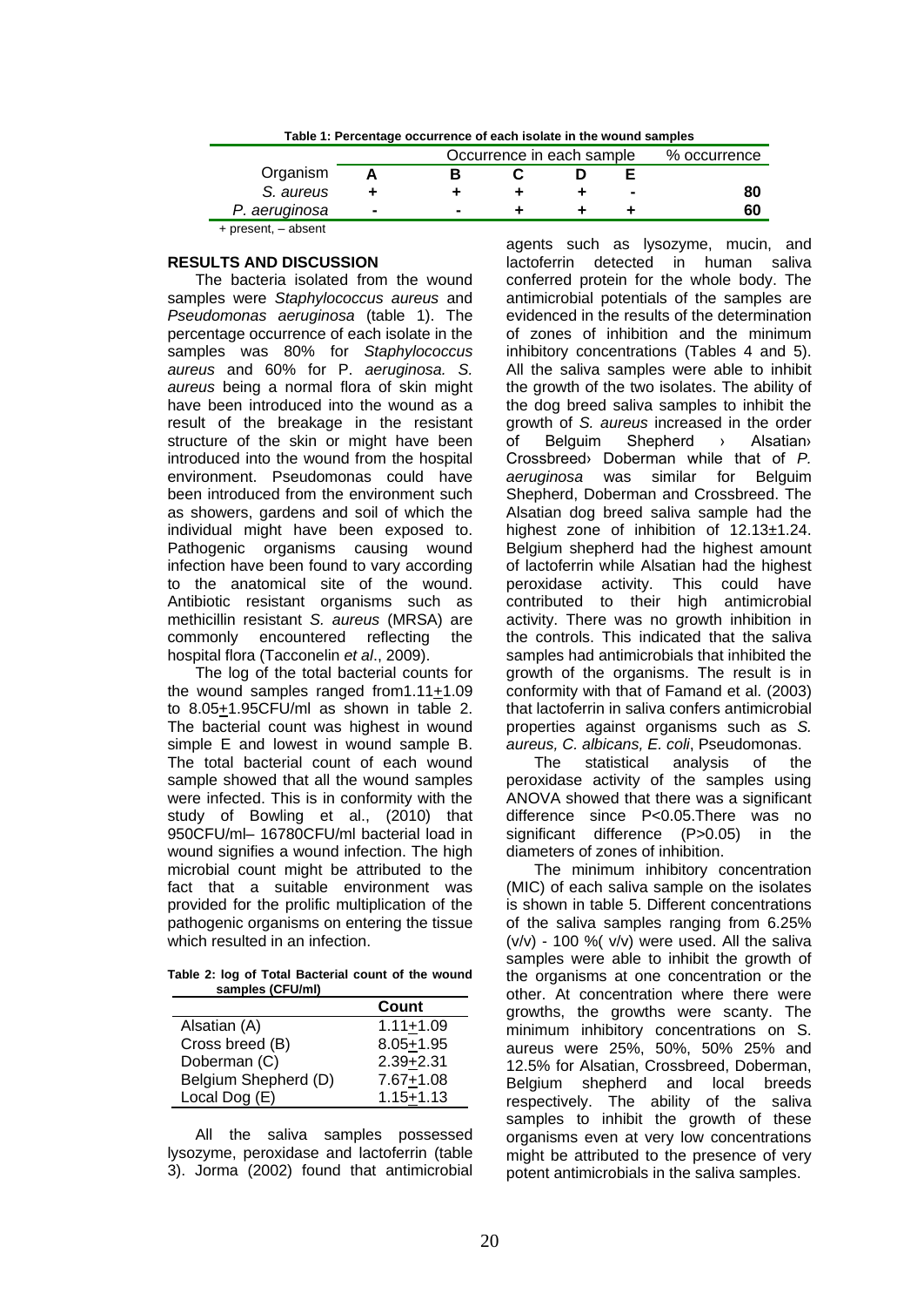**Table 1: Percentage occurrence of each isolate in the wound samples**

| Organism | Occurrence in each sample | | | | | % occurrence |
|---|---|---|---|---|---|---|
| | A | B | C | D | E | |
| *S. aureus* | + | + | + | + | - | 80 |
| *P. aeruginosa* | - | - | + | + | + | 60 |

+ present, – absent

## RESULTS AND DISCUSSION

The bacteria isolated from the wound samples were *Staphylococcus aureus* and *Pseudomonas aeruginosa* (table 1). The percentage occurrence of each isolate in the samples was 80% for *Staphylococcus aureus* and 60% for P. *aeruginosa. S. aureus* being a normal flora of skin might have been introduced into the wound as a result of the breakage in the resistant structure of the skin or might have been introduced into the wound from the hospital environment. Pseudomonas could have been introduced from the environment such as showers, gardens and soil of which the individual might have been exposed to. Pathogenic organisms causing wound infection have been found to vary according to the anatomical site of the wound. Antibiotic resistant organisms such as methicillin resistant *S. aureus* (MRSA) are commonly encountered reflecting the hospital flora (Tacconelin *et al*., 2009).

The log of the total bacterial counts for the wound samples ranged from1.11±1.09 to 8.05±1.95CFU/ml as shown in table 2. The bacterial count was highest in wound simple E and lowest in wound sample B. The total bacterial count of each wound sample showed that all the wound samples were infected. This is in conformity with the study of Bowling et al., (2010) that 950CFU/ml– 16780CFU/ml bacterial load in wound signifies a wound infection. The high microbial count might be attributed to the fact that a suitable environment was provided for the prolific multiplication of the pathogenic organisms on entering the tissue which resulted in an infection.

**Table 2: log of Total Bacterial count of the wound samples (CFU/ml)**

| | Count |
|---|---|
| Alsatian (A) | 1.11±1.09 |
| Cross breed (B) | 8.05±1.95 |
| Doberman (C) | 2.39±2.31 |
| Belgium Shepherd (D) | 7.67±1.08 |
| Local Dog (E) | 1.15±1.13 |

All the saliva samples possessed lysozyme, peroxidase and lactoferrin (table 3). Jorma (2002) found that antimicrobial agents such as lysozyme, mucin, and lactoferrin detected in human saliva conferred protein for the whole body. The antimicrobial potentials of the samples are evidenced in the results of the determination of zones of inhibition and the minimum inhibitory concentrations (Tables 4 and 5). All the saliva samples were able to inhibit the growth of the two isolates. The ability of the dog breed saliva samples to inhibit the growth of *S. aureus* increased in the order of Belguim Shepherd › Alsatian› Crossbreed› Doberman while that of *P. aeruginosa* was similar for Belguim Shepherd, Doberman and Crossbreed. The Alsatian dog breed saliva sample had the highest zone of inhibition of 12.13±1.24. Belgium shepherd had the highest amount of lactoferrin while Alsatian had the highest peroxidase activity. This could have contributed to their high antimicrobial activity. There was no growth inhibition in the controls. This indicated that the saliva samples had antimicrobials that inhibited the growth of the organisms. The result is in conformity with that of Famand et al. (2003) that lactoferrin in saliva confers antimicrobial properties against organisms such as *S. aureus, C. albicans, E. coli*, Pseudomonas.

The statistical analysis of the peroxidase activity of the samples using ANOVA showed that there was a significant difference since $P<0.05$.There was no significant difference ($P>0.05$) in the diameters of zones of inhibition.

The minimum inhibitory concentration (MIC) of each saliva sample on the isolates is shown in table 5. Different concentrations of the saliva samples ranging from 6.25% (v/v) - 100 %( v/v) were used. All the saliva samples were able to inhibit the growth of the organisms at one concentration or the other. At concentration where there were growths, the growths were scanty. The minimum inhibitory concentrations on S. aureus were 25%, 50%, 50% 25% and 12.5% for Alsatian, Crossbreed, Doberman, Belgium shepherd and local breeds respectively. The ability of the saliva samples to inhibit the growth of these organisms even at very low concentrations might be attributed to the presence of very potent antimicrobials in the saliva samples.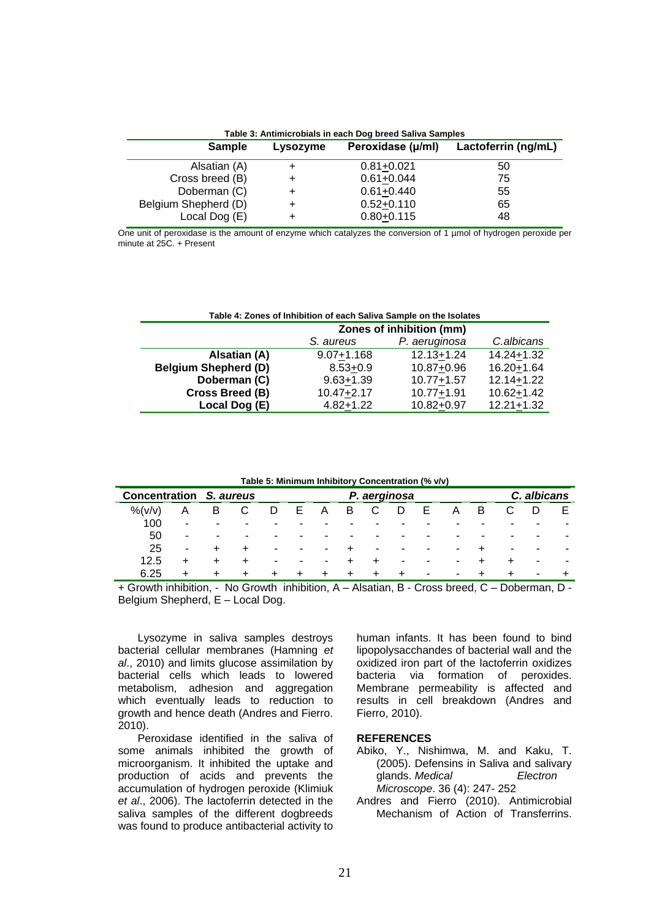**Table 3: Antimicrobials in each Dog breed Saliva Samples**

| Sample | Lysozyme | Peroxidase (µ/ml) | Lactoferrin (ng/mL) |
|---|---|---|---|
| Alsatian (A) | + | 0.81±0.021 | 50 |
| Cross breed (B) | + | 0.61±0.044 | 75 |
| Doberman (C) | + | 0.61±0.440 | 55 |
| Belgium Shepherd (D) | + | 0.52±0.110 | 65 |
| Local Dog (E) | + | 0.80±0.115 | 48 |

One unit of peroxidase is the amount of enzyme which catalyzes the conversion of 1 µmol of hydrogen peroxide per minute at 25C. + Present

**Table 4: Zones of Inhibition of each Saliva Sample on the Isolates**

| | Zones of inhibition (mm) | | |
|---|---|---|---|
| | *S. aureus* | *P. aeruginosa* | *C.albicans* |
| **Alsatian (A)** | 9.07±1.168 | 12.13±1.24 | 14.24±1.32 |
| **Belgium Shepherd (D)** | 8.53±0.9 | 10.87±0.96 | 16.20±1.64 |
| **Doberman (C)** | 9.63±1.39 | 10.77±1.57 | 12.14±1.22 |
| **Cross Breed (B)** | 10.47±2.17 | 10.77±1.91 | 10.62±1.42 |
| **Local Dog (E)** | 4.82±1.22 | 10.82±0.97 | 12.21±1.32 |

**Table 5: Minimum Inhibitory Concentration (% v/v)**

| Concentration | *S. aureus* | | | | | *P. aerginosa* | | | | | *C. albicans* | | | | |
|---|---|---|---|---|---|---|---|---|---|---|---|---|---|---|---|
| %(v/v) | A | B | C | D | E | A | B | C | D | E | A | B | C | D | E |
| 100 | - | - | - | - | - | - | - | - | - | - | - | - | - | - | - |
| 50 | - | - | - | - | - | - | - | - | - | - | - | - | - | - | - |
| 25 | - | + | + | - | - | - | + | - | - | - | - | + | - | - | - |
| 12.5 | + | + | + | - | - | - | + | + | - | - | - | + | + | - | - |
| 6.25 | + | + | + | + | + | + | + | + | + | - | - | + | + | - | + |

+ Growth inhibition, - No Growth inhibition, A – Alsatian, B - Cross breed, C – Doberman, D - Belgium Shepherd, E – Local Dog.

Lysozyme in saliva samples destroys bacterial cellular membranes (Hamning *et al*., 2010) and limits glucose assimilation by bacterial cells which leads to lowered metabolism, adhesion and aggregation which eventually leads to reduction to growth and hence death (Andres and Fierro. 2010).

Peroxidase identified in the saliva of some animals inhibited the growth of microorganism. It inhibited the uptake and production of acids and prevents the accumulation of hydrogen peroxide (Klimiuk *et al*., 2006). The lactoferrin detected in the saliva samples of the different dogbreeds was found to produce antibacterial activity to human infants. It has been found to bind lipopolysacchandes of bacterial wall and the oxidized iron part of the lactoferrin oxidizes bacteria via formation of peroxides. Membrane permeability is affected and results in cell breakdown (Andres and Fierro, 2010).

## REFERENCES

Abiko, Y., Nishimwa, M. and Kaku, T. (2005). Defensins in Saliva and salivary glands. *Medical Electron Microscope*. 36 (4): 247- 252

Andres and Fierro (2010). Antimicrobial Mechanism of Action of Transferrins.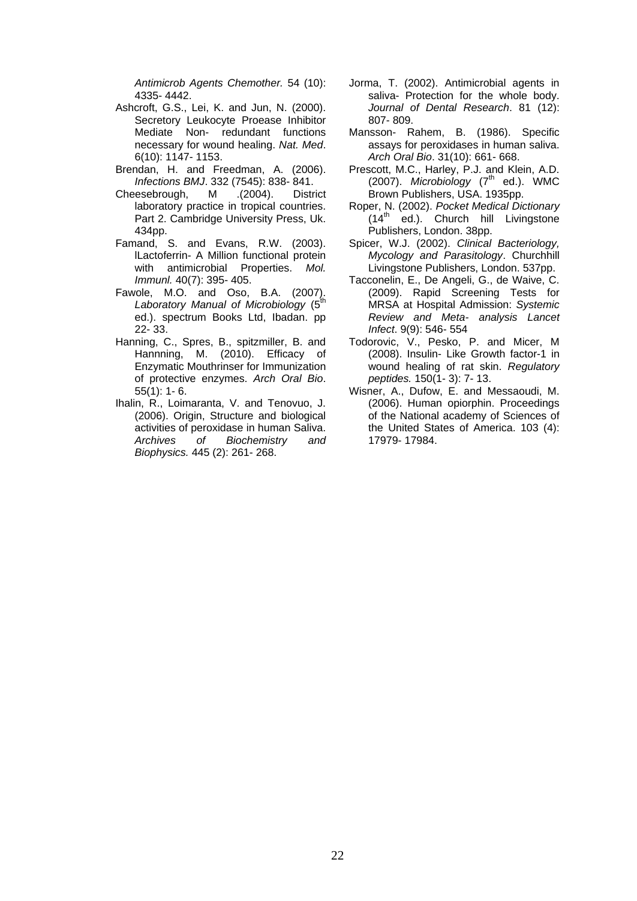*Antimicrob Agents Chemother.* 54 (10): 4335- 4442.

Ashcroft, G.S., Lei, K. and Jun, N. (2000). Secretory Leukocyte Proease Inhibitor Mediate Non- redundant functions necessary for wound healing. *Nat. Med*. 6(10): 1147- 1153.

Brendan, H. and Freedman, A. (2006). *Infections BMJ*. 332 (7545): 838- 841.

Cheesebrough, M .(2004). District laboratory practice in tropical countries. Part 2. Cambridge University Press, Uk. 434pp.

Famand, S. and Evans, R.W. (2003). lLactoferrin- A Million functional protein with antimicrobial Properties. *Mol. Immunl.* 40(7): 395- 405.

Fawole, M.O. and Oso, B.A. (2007). *Laboratory Manual of Microbiology* (5th ed.). spectrum Books Ltd, Ibadan. pp 22- 33.

Hanning, C., Spres, B., spitzmiller, B. and Hannning, M. (2010). Efficacy of Enzymatic Mouthrinser for Immunization of protective enzymes. *Arch Oral Bio*. 55(1): 1- 6.

Ihalin, R., Loimaranta, V. and Tenovuo, J. (2006). Origin, Structure and biological activities of peroxidase in human Saliva. *Archives of Biochemistry and Biophysics.* 445 (2): 261- 268.

Jorma, T. (2002). Antimicrobial agents in saliva- Protection for the whole body. *Journal of Dental Research*. 81 (12): 807- 809.

Mansson- Rahem, B. (1986). Specific assays for peroxidases in human saliva. *Arch Oral Bio*. 31(10): 661- 668.

Prescott, M.C., Harley, P.J. and Klein, A.D. (2007). *Microbiology* (7th ed.). WMC Brown Publishers, USA. 1935pp.

Roper, N. (2002). *Pocket Medical Dictionary* (14th ed.). Church hill Livingstone Publishers, London. 38pp.

Spicer, W.J. (2002). *Clinical Bacteriology, Mycology and Parasitology*. Churchhill Livingstone Publishers, London. 537pp.

Tacconelin, E., De Angeli, G., de Waive, C. (2009). Rapid Screening Tests for MRSA at Hospital Admission: *Systemic Review and Meta- analysis Lancet Infect*. 9(9): 546- 554

Todorovic, V., Pesko, P. and Micer, M (2008). Insulin- Like Growth factor-1 in wound healing of rat skin. *Regulatory peptides.* 150(1- 3): 7- 13.

Wisner, A., Dufow, E. and Messaoudi, M. (2006). Human opiorphin. Proceedings of the National academy of Sciences of the United States of America. 103 (4): 17979- 17984.